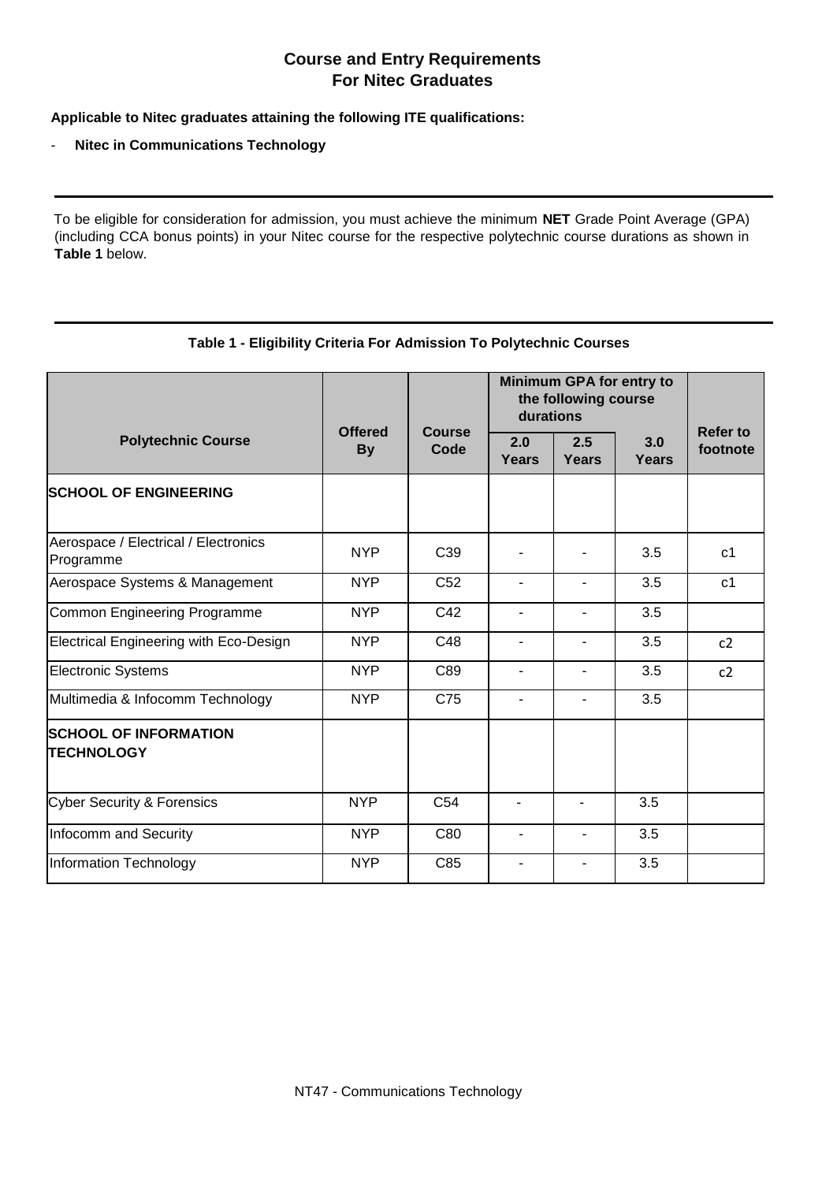# Course and Entry Requirements
# For Nitec Graduates

**Applicable to Nitec graduates attaining the following ITE qualifications:**

- **Nitec in Communications Technology**

To be eligible for consideration for admission, you must achieve the minimum **NET** Grade Point Average (GPA) (including CCA bonus points) in your Nitec course for the respective polytechnic course durations as shown in **Table 1** below.

**Table 1 - Eligibility Criteria For Admission To Polytechnic Courses**

| Polytechnic Course | Offered By | Course Code | Minimum GPA for entry to the following course durations | | | Refer to footnote |
|---|---|---|---|---|---|---|
| | | | 2.0 Years | 2.5 Years | 3.0 Years | |
| **SCHOOL OF ENGINEERING** | | | | | | |
| Aerospace / Electrical / Electronics Programme | NYP | C39 | - | - | 3.5 | c1 |
| Aerospace Systems & Management | NYP | C52 | - | - | 3.5 | c1 |
| Common Engineering Programme | NYP | C42 | - | - | 3.5 | |
| Electrical Engineering with Eco-Design | NYP | C48 | - | - | 3.5 | c2 |
| Electronic Systems | NYP | C89 | - | - | 3.5 | c2 |
| Multimedia & Infocomm Technology | NYP | C75 | - | - | 3.5 | |
| **SCHOOL OF INFORMATION TECHNOLOGY** | | | | | | |
| Cyber Security & Forensics | NYP | C54 | - | - | 3.5 | |
| Infocomm and Security | NYP | C80 | - | - | 3.5 | |
| Information Technology | NYP | C85 | - | - | 3.5 | |

NT47 - Communications Technology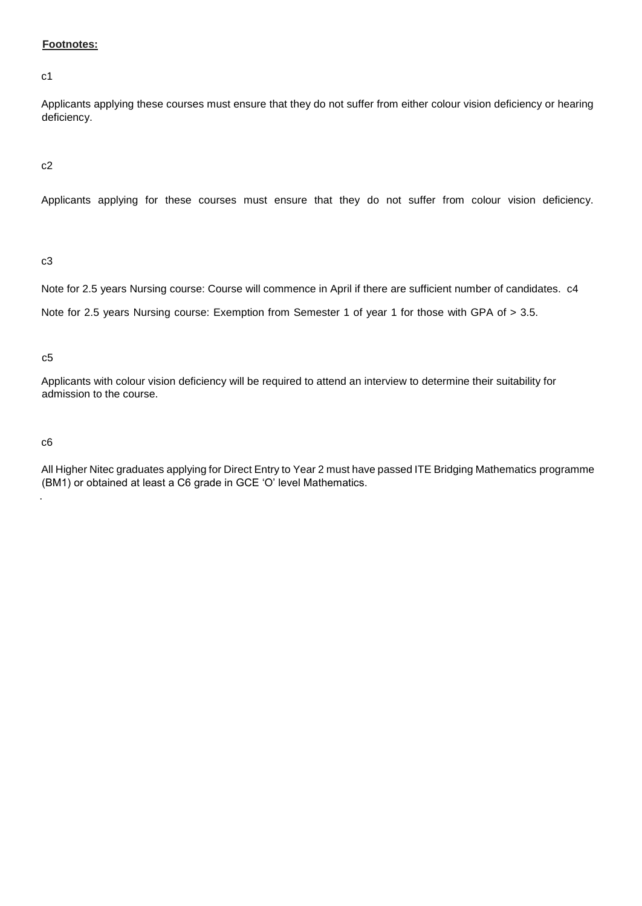**Footnotes:**

c1

Applicants applying these courses must ensure that they do not suffer from either colour vision deficiency or hearing deficiency.

c2

Applicants applying for these courses must ensure that they do not suffer from colour vision deficiency.

c3

Note for 2.5 years Nursing course: Course will commence in April if there are sufficient number of candidates. c4

Note for 2.5 years Nursing course: Exemption from Semester 1 of year 1 for those with GPA of > 3.5.

c5

Applicants with colour vision deficiency will be required to attend an interview to determine their suitability for admission to the course.

c6

All Higher Nitec graduates applying for Direct Entry to Year 2 must have passed ITE Bridging Mathematics programme (BM1) or obtained at least a C6 grade in GCE 'O' level Mathematics.